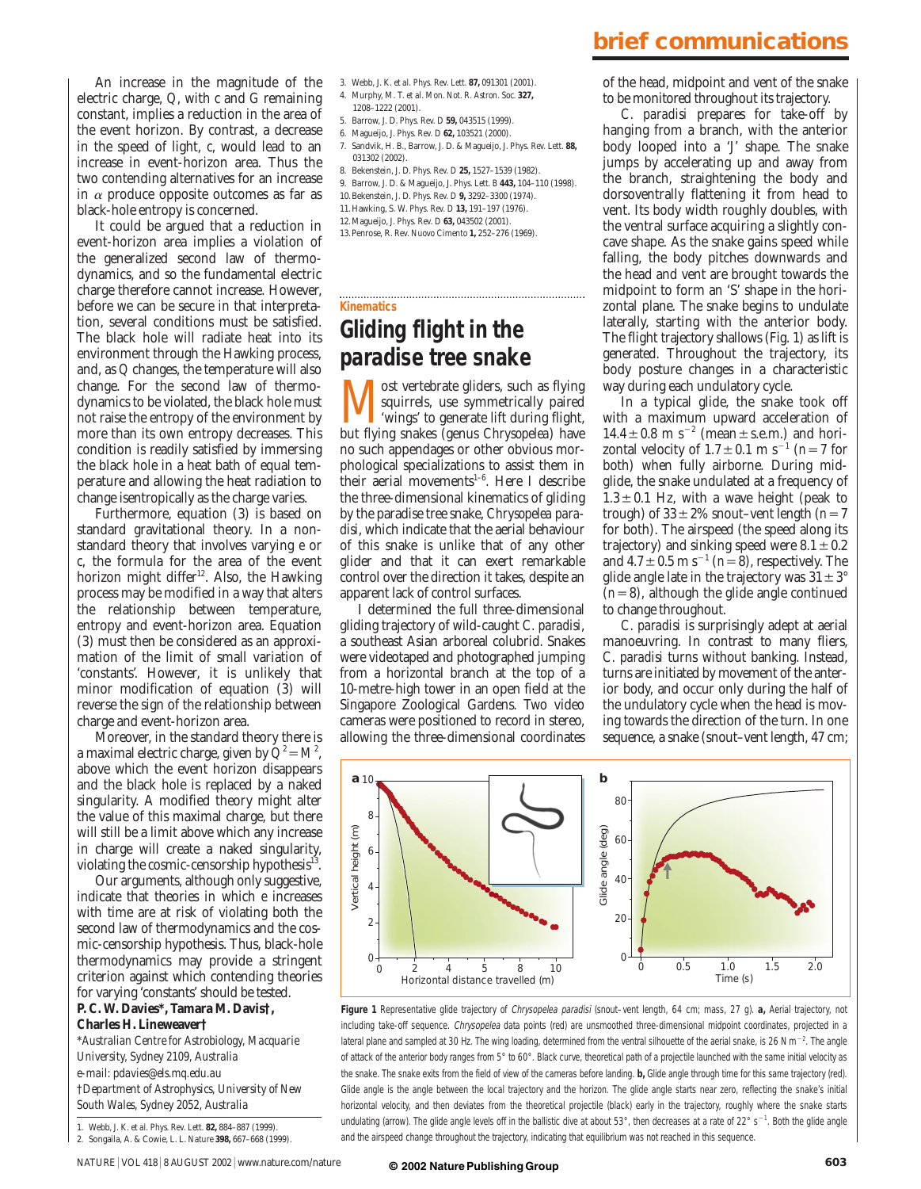An increase in the magnitude of the electric charge, $Q$, with $c$ and $G$ remaining constant, implies a reduction in the area of the event horizon. By contrast, a decrease in the speed of light, $c$, would lead to an increase in event-horizon area. Thus the two contending alternatives for an increase in $\alpha$ produce opposite outcomes as far as black-hole entropy is concerned.

It could be argued that a reduction in event-horizon area implies a violation of the generalized second law of thermodynamics, and so the fundamental electric charge therefore cannot increase. However, before we can be secure in that interpretation, several conditions must be satisfied. The black hole will radiate heat into its environment through the Hawking process, and, as $Q$ changes, the temperature will also change. For the second law of thermodynamics to be violated, the black hole must not raise the entropy of the environment by more than its own entropy decreases. This condition is readily satisfied by immersing the black hole in a heat bath of equal temperature and allowing the heat radiation to change isentropically as the charge varies.

Furthermore, equation (3) is based on standard gravitational theory. In a non-standard theory that involves varying $e$ or $c$, the formula for the area of the event horizon might differ[12]. Also, the Hawking process may be modified in a way that alters the relationship between temperature, entropy and event-horizon area. Equation (3) must then be considered as an approximation of the limit of small variation of 'constants'. However, it is unlikely that minor modification of equation (3) will reverse the sign of the relationship between charge and event-horizon area.

Moreover, in the standard theory there is a maximal electric charge, given by $Q^2 = M^2$, above which the event horizon disappears and the black hole is replaced by a naked singularity. A modified theory might alter the value of this maximal charge, but there will still be a limit above which any increase in charge will create a naked singularity, violating the cosmic-censorship hypothesis[13].

Our arguments, although only suggestive, indicate that theories in which $e$ increases with time are at risk of violating both the second law of thermodynamics and the cosmic-censorship hypothesis. Thus, black-hole thermodynamics may provide a stringent criterion against which contending theories for varying 'constants' should be tested.

**P. C. W. Davies\*, Tamara M. Davis†, Charles H. Lineweaver†**

*\*Australian Centre for Astrobiology, Macquarie University, Sydney 2109, Australia*
*e-mail: pdavies@els.mq.edu.au*
*†Department of Astrophysics, University of New South Wales, Sydney 2052, Australia*

1. Webb, J. K. *et al. Phys. Rev. Lett.* **82,** 884–887 (1999).
2. Songaila, A. & Cowie, L. L. *Nature* **398,** 667–668 (1999).
3. Webb, J. K. *et al. Phys. Rev. Lett.* **87,** 091301 (2001).
4. Murphy, M. T. *et al. Mon. Not. R. Astron. Soc.* **327,** 1208–1222 (2001).
5. Barrow, J. D. *Phys. Rev. D* **59,** 043515 (1999).
6. Magueijo, J. *Phys. Rev. D* **62,** 103521 (2000).
7. Sandvik, H. B., Barrow, J. D. & Magueijo, J. *Phys. Rev. Lett.* **88,** 031302 (2002).
8. Bekenstein, J. D. *Phys. Rev. D* **25,** 1527–1539 (1982).
9. Barrow, J. D. & Magueijo, J. *Phys. Lett. B* **443,** 104–110 (1998).
10. Bekenstein, J. D. *Phys. Rev. D* **9,** 3292–3300 (1974).
11. Hawking, S. W. *Phys. Rev. D* **13,** 191–197 (1976).
12. Magueijo, J. *Phys. Rev. D* **63,** 043502 (2001).
13. Penrose, R. *Rev. Nuovo Cimento* **1,** 252–276 (1969).

**Kinematics**

# Gliding flight in the paradise tree snake

Most vertebrate gliders, such as flying squirrels, use symmetrically paired 'wings' to generate lift during flight, but flying snakes (genus *Chrysopelea*) have no such appendages or other obvious morphological specializations to assist them in their aerial movements[1–6]. Here I describe the three-dimensional kinematics of gliding by the paradise tree snake, *Chrysopelea paradisi*, which indicate that the aerial behaviour of this snake is unlike that of any other glider and that it can exert remarkable control over the direction it takes, despite an apparent lack of control surfaces.

I determined the full three-dimensional gliding trajectory of wild-caught *C. paradisi*, a southeast Asian arboreal colubrid. Snakes were videotaped and photographed jumping from a horizontal branch at the top of a 10-metre-high tower in an open field at the Singapore Zoological Gardens. Two video cameras were positioned to record in stereo, allowing the three-dimensional coordinates of the head, midpoint and vent of the snake to be monitored throughout its trajectory.

*C. paradisi* prepares for take-off by hanging from a branch, with the anterior body looped into a 'J' shape. The snake jumps by accelerating up and away from the branch, straightening the body and dorsoventrally flattening it from head to vent. Its body width roughly doubles, with the ventral surface acquiring a slightly concave shape. As the snake gains speed while falling, the body pitches downwards and the head and vent are brought towards the midpoint to form an 'S' shape in the horizontal plane. The snake begins to undulate laterally, starting with the anterior body. The flight trajectory shallows (Fig. 1) as lift is generated. Throughout the trajectory, its body posture changes in a characteristic way during each undulatory cycle.

In a typical glide, the snake took off with a maximum upward acceleration of $14.4 \pm 0.8$ m s$^{-2}$ (mean ± s.e.m.) and horizontal velocity of $1.7 \pm 0.1$ m s$^{-1}$ ($n = 7$ for both) when fully airborne. During mid-glide, the snake undulated at a frequency of $1.3 \pm 0.1$ Hz, with a wave height (peak to trough) of $33 \pm 2$% snout–vent length ($n = 7$ for both). The airspeed (the speed along its trajectory) and sinking speed were $8.1 \pm 0.2$ and $4.7 \pm 0.5$ m s$^{-1}$ ($n = 8$), respectively. The glide angle late in the trajectory was $31 \pm 3°$ ($n = 8$), although the glide angle continued to change throughout.

*C. paradisi* is surprisingly adept at aerial manoeuvring. In contrast to many fliers, *C. paradisi* turns without banking. Instead, turns are initiated by movement of the anterior body, and occur only during the half of the undulatory cycle when the head is moving towards the direction of the turn. In one sequence, a snake (snout–vent length, 47 cm;

**Figure 1** Representative glide trajectory of *Chrysopelea paradisi* (snout–vent length, 64 cm; mass, 27 g). **a,** Aerial trajectory, not including take-off sequence. *Chrysopelea* data points (red) are unsmoothed three-dimensional midpoint coordinates, projected in a lateral plane and sampled at 30 Hz. The wing loading, determined from the ventral silhouette of the aerial snake, is 26 N m$^{-2}$. The angle of attack of the anterior body ranges from 5° to 60°. Black curve, theoretical path of a projectile launched with the same initial velocity as the snake. The snake exits from the field of view of the cameras before landing. **b,** Glide angle through time for this same trajectory (red). Glide angle is the angle between the local trajectory and the horizon. The glide angle starts near zero, reflecting the snake's initial horizontal velocity, and then deviates from the theoretical projectile (black) early in the trajectory, roughly where the snake starts undulating (arrow). The glide angle levels off in the ballistic dive at about 53°, then decreases at a rate of 22° s$^{-1}$. Both the glide angle and the airspeed change throughout the trajectory, indicating that equilibrium was not reached in this sequence.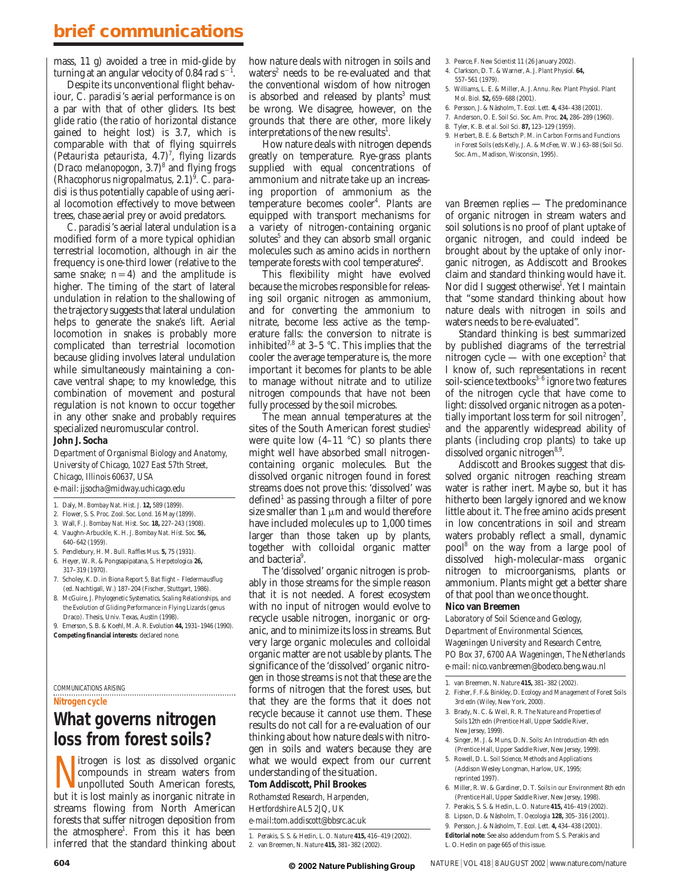mass, 11 g) avoided a tree in mid-glide by turning at an angular velocity of 0.84 rad $s^{-1}$.

Despite its unconventional flight behaviour, *C. paradisi*'s aerial performance is on a par with that of other gliders. Its best glide ratio (the ratio of horizontal distance gained to height lost) is 3.7, which is comparable with that of flying squirrels (*Petaurista petaurista*, 4.7)[7], flying lizards (*Draco melanopogon*, 3.7)[8] and flying frogs (*Rhacophorus nigropalmatus*, 2.1)[9]. *C. paradisi* is thus potentially capable of using aerial locomotion effectively to move between trees, chase aerial prey or avoid predators.

*C. paradisi*'s aerial lateral undulation is a modified form of a more typical ophidian terrestrial locomotion, although in air the frequency is one-third lower (relative to the same snake; $n=4$) and the amplitude is higher. The timing of the start of lateral undulation in relation to the shallowing of the trajectory suggests that lateral undulation helps to generate the snake's lift. Aerial locomotion in snakes is probably more complicated than terrestrial locomotion because gliding involves lateral undulation while simultaneously maintaining a concave ventral shape; to my knowledge, this combination of movement and postural regulation is not known to occur together in any other snake and probably requires specialized neuromuscular control.

**John J. Socha**

*Department of Organismal Biology and Anatomy, University of Chicago, 1027 East 57th Street, Chicago, Illinois 60637, USA*
*e-mail: jjsocha@midway.uchicago.edu*

1. Daly, M. *Bombay Nat. Hist. J.* **12,** 589 (1899).
2. Flower, S. S. *Proc. Zool. Soc. Lond.* 16 May (1899).
3. Wall, F. J. *Bombay Nat. Hist. Soc.* **18,** 227–243 (1908).
4. Vaughn-Arbuckle, K. H. J. *Bombay Nat. Hist. Soc.* **56,** 640–642 (1959).
5. Pendlebury, H. M. *Bull. Raffles Mus.* **5,** 75 (1931).
6. Heyer, W. R. & Pongsapipatana, S. *Herpetologica* **26,** 317–319 (1970).
7. Scholey, K. D. in *Biona Report 5, Bat flight – Fledermausflug* (ed. Nachtigall, W.) 187–204 (Fischer, Stuttgart, 1986).
8. McGuire, J. *Phylogenetic Systematics, Scaling Relationships, and the Evolution of Gliding Performance in Flying Lizards (genus Draco)*. Thesis, Univ. Texas, Austin (1998).
9. Emerson, S. B. & Koehl, M. A. R. *Evolution* **44,** 1931–1946 (1990).

**Competing financial interests**: declared none.

COMMUNICATIONS ARISING

**Nitrogen cycle**

## What governs nitrogen loss from forest soils?

Nitrogen is lost as dissolved organic compounds in stream waters from unpolluted South American forests, but it is lost mainly as inorganic nitrate in streams flowing from North American forests that suffer nitrogen deposition from the atmosphere[1]. From this it has been inferred that the standard thinking about how nature deals with nitrogen in soils and waters[2] needs to be re-evaluated and that the conventional wisdom of how nitrogen is absorbed and released by plants[3] must be wrong. We disagree, however, on the basis that there are other, more likely interpretations of the new results[1].

How nature deals with nitrogen depends greatly on temperature. Rye-grass plants supplied with equal concentrations of ammonium and nitrate take up an increasing proportion of ammonium as the temperature becomes cooler[4]. Plants are equipped with transport mechanisms for a variety of nitrogen-containing organic solutes[5] and they can absorb small organic molecules such as amino acids in northern temperate forests with cool temperatures[6].

This flexibility might have evolved because the microbes responsible for releasing soil organic nitrogen as ammonium, and for converting the ammonium to nitrate, become less active as the temperature falls: the conversion to nitrate is inhibited[7,8] at 3–5 °C. This implies that the cooler the average temperature is, the more important it becomes for plants to be able to manage without nitrate and to utilize nitrogen compounds that have not been fully processed by the soil microbes.

The mean annual temperatures at the sites of the South American forest studies[1] were quite low (4–11 °C) so plants there might well have absorbed small nitrogen-containing organic molecules. But the dissolved organic nitrogen found in forest streams does not prove this: 'dissolved' was defined[1] as passing through a filter of pore size smaller than 1 μm and would therefore have included molecules up to 1,000 times larger than those taken up by plants, together with colloidal organic matter and bacteria[9].

The 'dissolved' organic nitrogen is probably in those streams for the simple reason that it is not needed. A forest ecosystem with no input of nitrogen would evolve to recycle usable nitrogen, inorganic or organic, and to minimize its loss in streams. But very large organic molecules and colloidal organic matter are not usable by plants. The significance of the 'dissolved' organic nitrogen in those streams is not that these are the forms of nitrogen that the forest uses, but that they are the forms that it does not recycle because it cannot use them. These results do not call for a re-evaluation of our thinking about how nature deals with nitrogen in soils and waters because they are what we would expect from our current understanding of the situation.

**Tom Addiscott, Phil Brookes**

*Rothamsted Research, Harpenden, Hertfordshire AL5 2JQ, UK*
*e-mail:tom.addiscott@bbsrc.ac.uk*

1. Perakis, S. S. & Hedin, L. O. *Nature* **415,** 416–419 (2002).
2. van Breemen, N. *Nature* **415,** 381–382 (2002).
3. Pearce, F. *New Scientist* 11 (26 January 2002).
4. Clarkson, D. T. & Warner, A. *J. Plant Physiol.* **64,** 557–561 (1979).
5. Williams, L. E. & Miller, A. J. *Annu. Rev. Plant Physiol. Plant Mol. Biol.* **52,** 659–688 (2001).
6. Persson, J. & Näsholm, T. *Ecol. Lett.* **4,** 434–438 (2001).
7. Anderson, O. E. *Soil Sci. Soc. Am. Proc.* **24,** 286–289 (1960).
8. Tyler, K. B. *et al. Soil Sci.* **87,** 123–129 (1959).
9. Herbert, B. E. & Bertsch P. M. in *Carbon Forms and Functions in Forest Soils* (eds Kelly, J. A. & McFee, W. W.) 63–88 (Soil Sci. Soc. Am., Madison, Wisconsin, 1995).

*van Breemen replies* — The predominance of organic nitrogen in stream waters and soil solutions is no proof of plant uptake of organic nitrogen, and could indeed be brought about by the uptake of only inorganic nitrogen, as Addiscott and Brookes claim and standard thinking would have it. Nor did I suggest otherwise[1]. Yet I maintain that "some standard thinking about how nature deals with nitrogen in soils and waters needs to be re-evaluated".

Standard thinking is best summarized by published diagrams of the terrestrial nitrogen cycle — with one exception[2] that I know of, such representations in recent soil-science textbooks[3–6] ignore two features of the nitrogen cycle that have come to light: dissolved organic nitrogen as a potentially important loss term for soil nitrogen[7], and the apparently widespread ability of plants (including crop plants) to take up dissolved organic nitrogen[8,9].

Addiscott and Brookes suggest that dissolved organic nitrogen reaching stream water is rather inert. Maybe so, but it has hitherto been largely ignored and we know little about it. The free amino acids present in low concentrations in soil and stream waters probably reflect a small, dynamic pool[8] on the way from a large pool of dissolved high-molecular-mass organic nitrogen to microorganisms, plants or ammonium. Plants might get a better share of that pool than we once thought.

**Nico van Breemen**

*Laboratory of Soil Science and Geology, Department of Environmental Sciences, Wageningen University and Research Centre, PO Box 37, 6700 AA Wageningen, The Netherlands*
*e-mail: nico.vanbreemen@bodeco.beng.wau.nl*

1. van Breemen, N. *Nature* **415,** 381–382 (2002).
2. Fisher, F. F.& Binkley, D. *Ecology and Management of Forest Soils* 3rd edn (Wiley, New York, 2000).
3. Brady, N. C. & Weil, R. R. *The Nature and Properties of Soils* 12th edn (Prentice Hall, Upper Saddle River, New Jersey, 1999).
4. Singer, M. J. & Muns, D. N. *Soils: An Introduction* 4th edn (Prentice Hall, Upper Saddle River, New Jersey, 1999).
5. Rowell, D. L. *Soil Science, Methods and Applications* (Addison Wesley Longman, Harlow, UK, 1995; reprinted 1997).
6. Miller, R. W. & Gardiner, D. T. *Soils in our Environment* 8th edn (Prentice Hall, Upper Saddle River, New Jersey, 1998).
7. Perakis, S. S. & Hedin, L. O. *Nature* **415,** 416–419 (2002).
8. Lipson, D. & Näsholm, T. *Oecologia* **128,** 305–316 (2001).
9. Persson, J. & Näsholm, T. *Ecol. Lett.* **4,** 434–438 (2001).

**Editorial note**: See also addendum from S. S. Perakis and L. O. Hedin on page 665 of this issue.